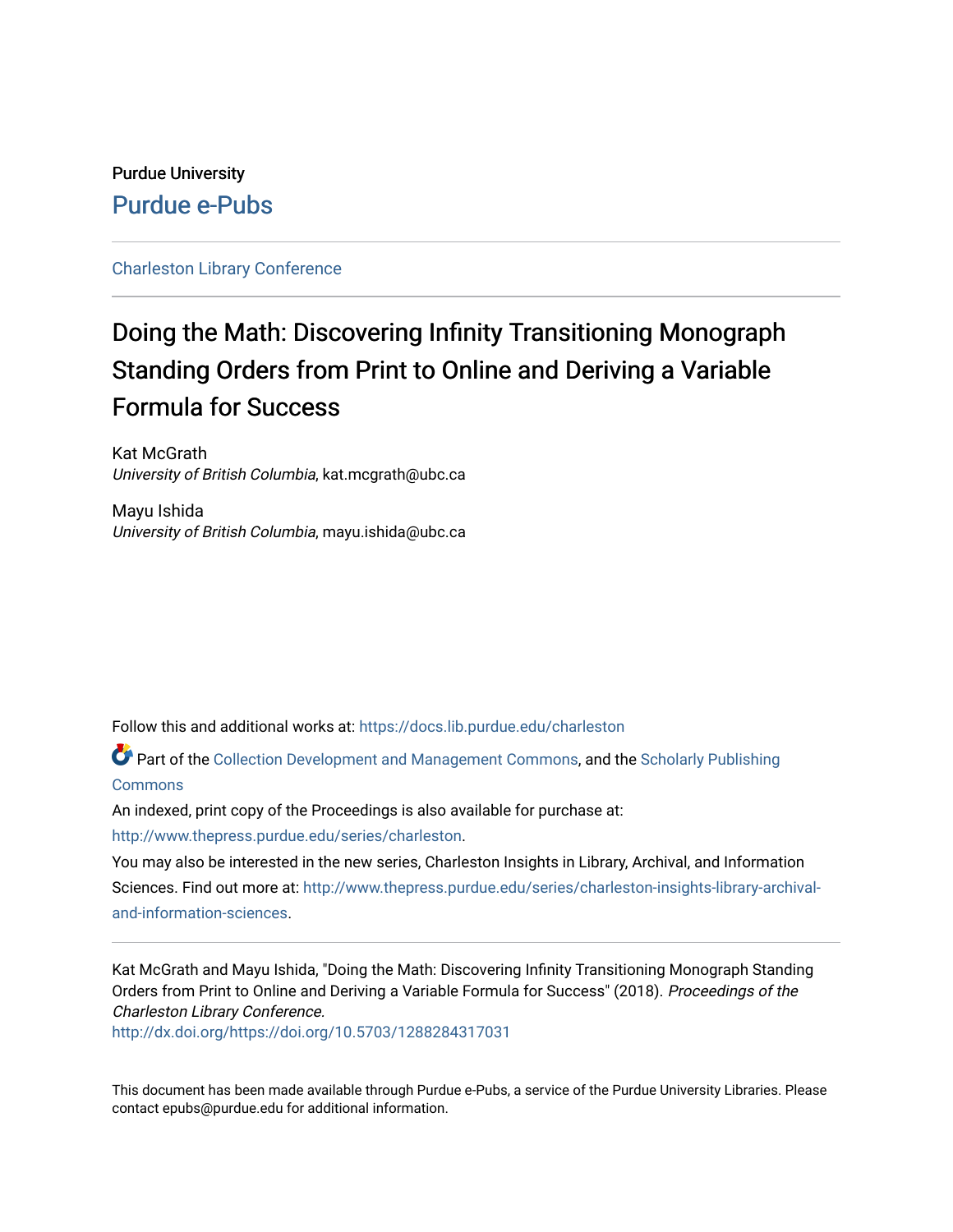Purdue University

Purdue e-Pubs

Charleston Library Conference

# Doing the Math: Discovering Infinity Transitioning Monograph Standing Orders from Print to Online and Deriving a Variable Formula for Success

Kat McGrath
*University of British Columbia*, kat.mcgrath@ubc.ca

Mayu Ishida
*University of British Columbia*, mayu.ishida@ubc.ca

Follow this and additional works at: https://docs.lib.purdue.edu/charleston

Part of the Collection Development and Management Commons, and the Scholarly Publishing Commons

An indexed, print copy of the Proceedings is also available for purchase at: http://www.thepress.purdue.edu/series/charleston.

You may also be interested in the new series, Charleston Insights in Library, Archival, and Information Sciences. Find out more at: http://www.thepress.purdue.edu/series/charleston-insights-library-archival-and-information-sciences.

Kat McGrath and Mayu Ishida, "Doing the Math: Discovering Infinity Transitioning Monograph Standing Orders from Print to Online and Deriving a Variable Formula for Success" (2018). *Proceedings of the Charleston Library Conference.*
http://dx.doi.org/https://doi.org/10.5703/1288284317031

This document has been made available through Purdue e-Pubs, a service of the Purdue University Libraries. Please contact epubs@purdue.edu for additional information.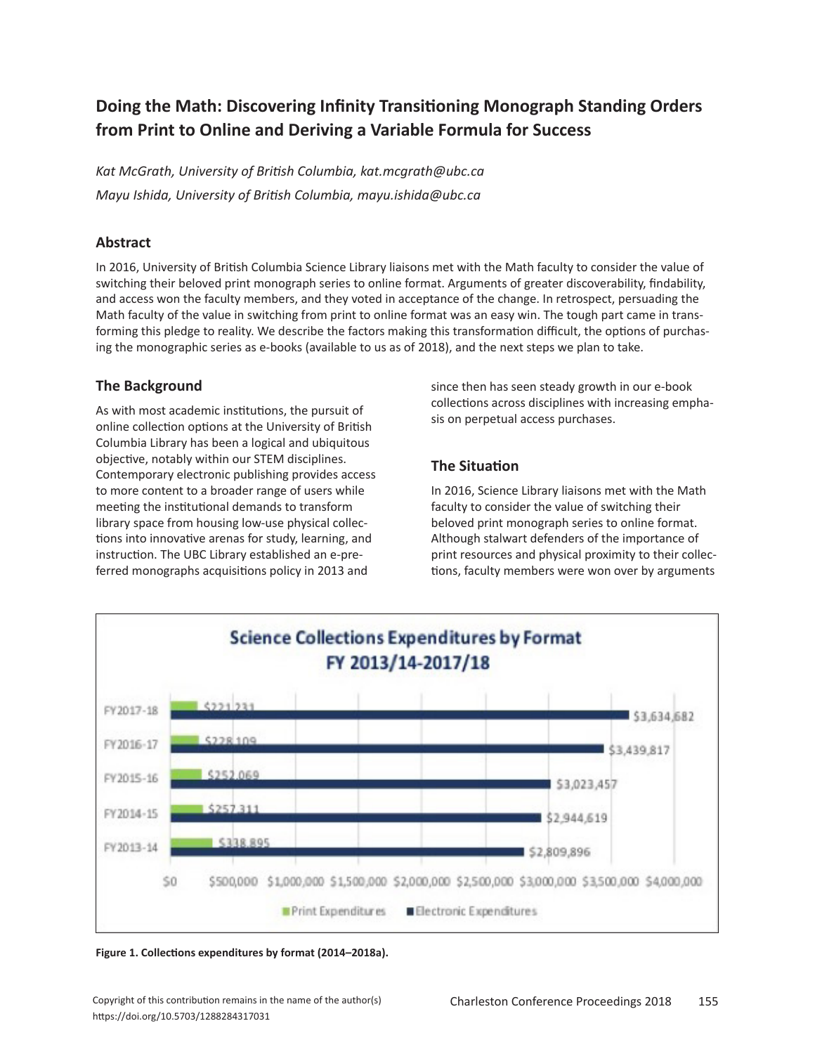## Doing the Math: Discovering Infinity Transitioning Monograph Standing Orders from Print to Online and Deriving a Variable Formula for Success

*Kat McGrath, University of British Columbia, kat.mcgrath@ubc.ca*

*Mayu Ishida, University of British Columbia, mayu.ishida@ubc.ca*

### Abstract

In 2016, University of British Columbia Science Library liaisons met with the Math faculty to consider the value of switching their beloved print monograph series to online format. Arguments of greater discoverability, findability, and access won the faculty members, and they voted in acceptance of the change. In retrospect, persuading the Math faculty of the value in switching from print to online format was an easy win. The tough part came in transforming this pledge to reality. We describe the factors making this transformation difficult, the options of purchasing the monographic series as e-books (available to us as of 2018), and the next steps we plan to take.

### The Background

As with most academic institutions, the pursuit of online collection options at the University of British Columbia Library has been a logical and ubiquitous objective, notably within our STEM disciplines. Contemporary electronic publishing provides access to more content to a broader range of users while meeting the institutional demands to transform library space from housing low-use physical collections into innovative arenas for study, learning, and instruction. The UBC Library established an e-preferred monographs acquisitions policy in 2013 and since then has seen steady growth in our e-book collections across disciplines with increasing emphasis on perpetual access purchases.

### The Situation

In 2016, Science Library liaisons met with the Math faculty to consider the value of switching their beloved print monograph series to online format. Although stalwart defenders of the importance of print resources and physical proximity to their collections, faculty members were won over by arguments

**Science Collections Expenditures by Format FY 2013/14-2017/18**

| Fiscal Year | Print Expenditures | Electronic Expenditures |
|---|---|---|
| FY2017-18 | $221,231 | $3,634,682 |
| FY2016-17 | $228,109 | $3,439,817 |
| FY2015-16 | $252,069 | $3,023,457 |
| FY2014-15 | $257,311 | $2,944,619 |
| FY2013-14 | $338,895 | $2,809,896 |

**Figure 1. Collections expenditures by format (2014–2018a).**

Copyright of this contribution remains in the name of the author(s)
https://doi.org/10.5703/1288284317031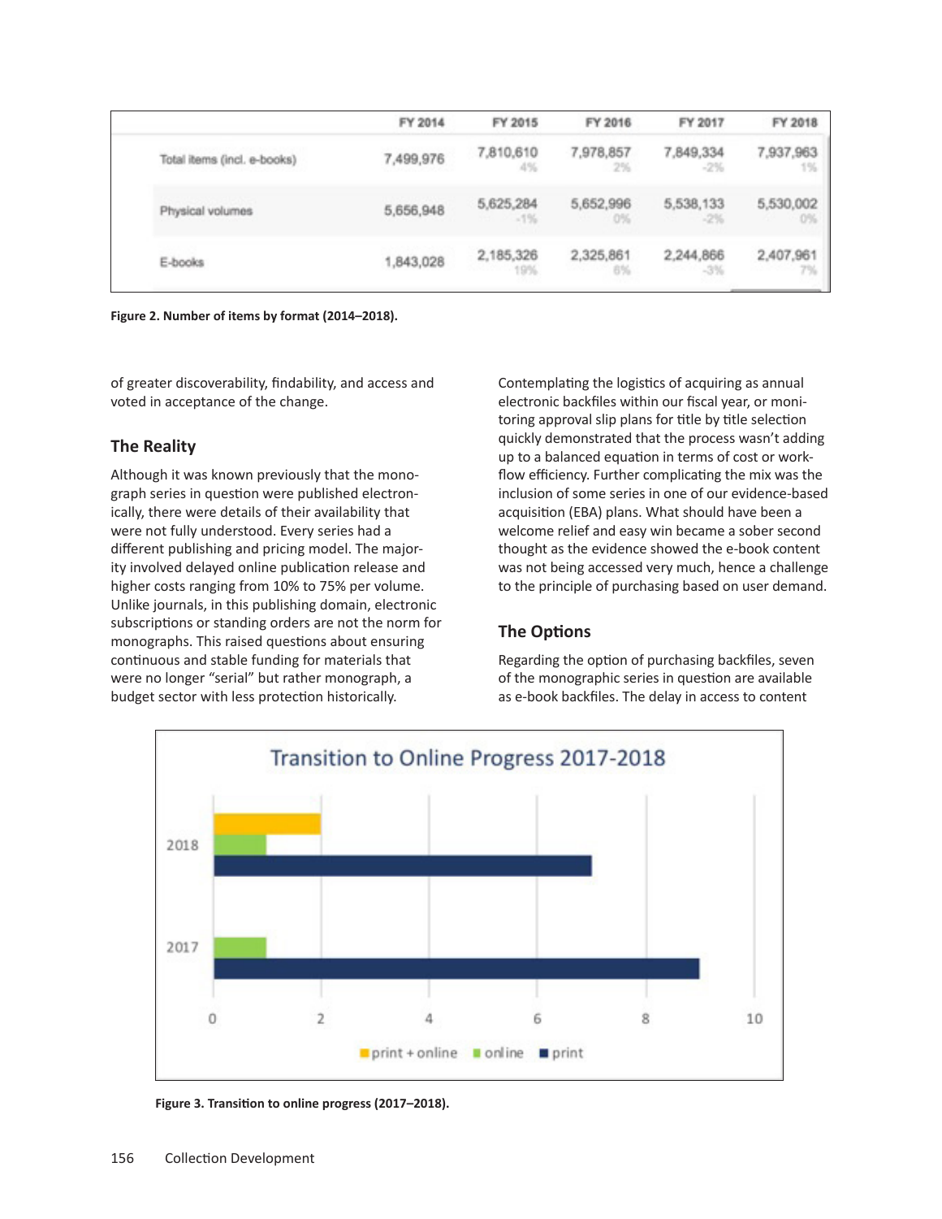| | FY 2014 | FY 2015 | FY 2016 | FY 2017 | FY 2018 |
|---|---|---|---|---|---|
| Total items (incl. e-books) | 7,499,976 | 7,810,610<br>4% | 7,978,857<br>2% | 7,849,334<br>-2% | 7,937,963<br>1% |
| Physical volumes | 5,656,948 | 5,625,284<br>-1% | 5,652,996<br>0% | 5,538,133<br>-2% | 5,530,002<br>0% |
| E-books | 1,843,028 | 2,185,326<br>19% | 2,325,861<br>6% | 2,244,866<br>-3% | 2,407,961<br>7% |

**Figure 2. Number of items by format (2014–2018).**

of greater discoverability, findability, and access and voted in acceptance of the change.

## The Reality

Although it was known previously that the monograph series in question were published electronically, there were details of their availability that were not fully understood. Every series had a different publishing and pricing model. The majority involved delayed online publication release and higher costs ranging from 10% to 75% per volume. Unlike journals, in this publishing domain, electronic subscriptions or standing orders are not the norm for monographs. This raised questions about ensuring continuous and stable funding for materials that were no longer "serial" but rather monograph, a budget sector with less protection historically.

Contemplating the logistics of acquiring as annual electronic backfiles within our fiscal year, or monitoring approval slip plans for title by title selection quickly demonstrated that the process wasn't adding up to a balanced equation in terms of cost or workflow efficiency. Further complicating the mix was the inclusion of some series in one of our evidence-based acquisition (EBA) plans. What should have been a welcome relief and easy win became a sober second thought as the evidence showed the e-book content was not being accessed very much, hence a challenge to the principle of purchasing based on user demand.

## The Options

Regarding the option of purchasing backfiles, seven of the monographic series in question are available as e-book backfiles. The delay in access to content

| | print + online | online | print |
|---|---|---|---|
| 2017 | | 1 | 9 |
| 2018 | 2 | 1 | 7 |

**Figure 3. Transition to online progress (2017–2018).**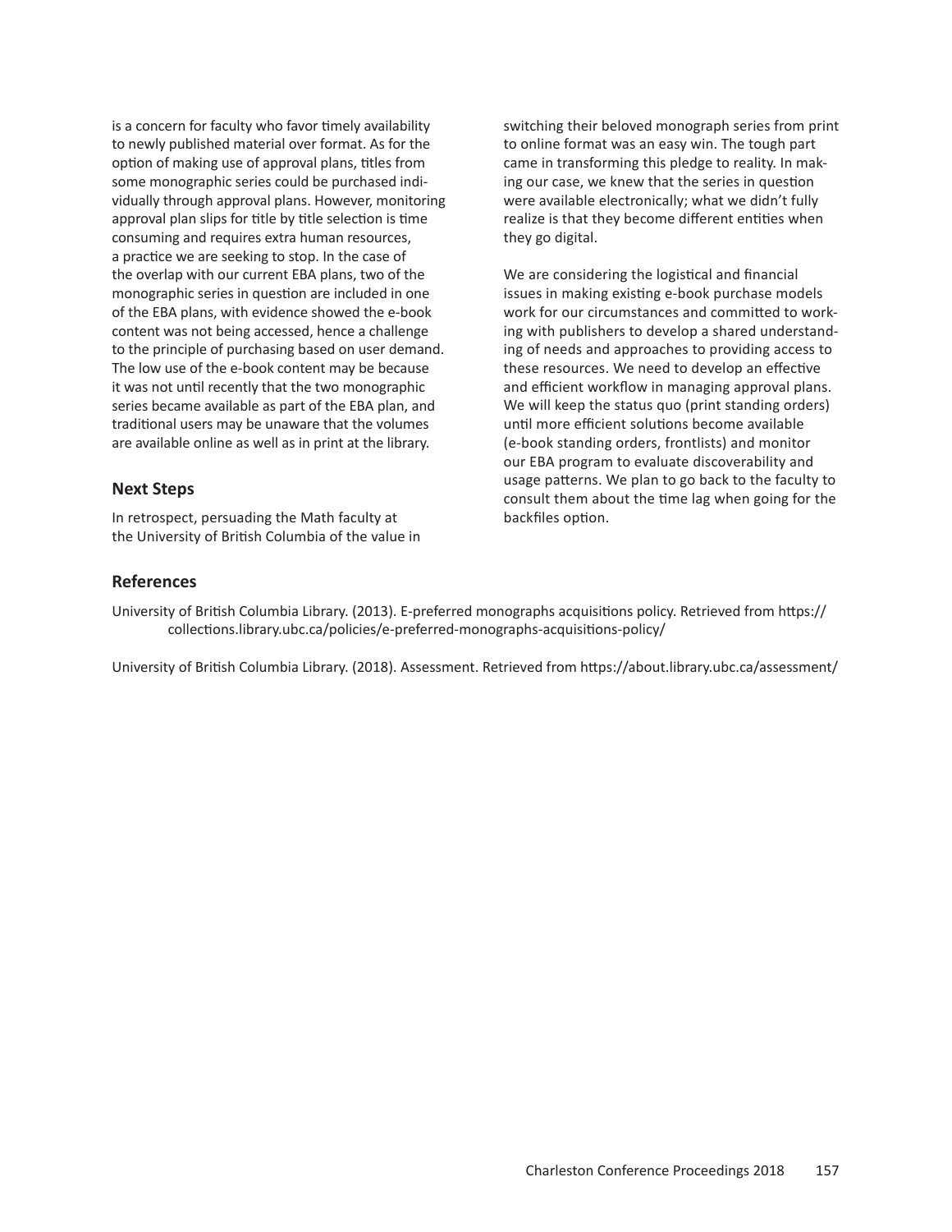is a concern for faculty who favor timely availability to newly published material over format. As for the option of making use of approval plans, titles from some monographic series could be purchased individually through approval plans. However, monitoring approval plan slips for title by title selection is time consuming and requires extra human resources, a practice we are seeking to stop. In the case of the overlap with our current EBA plans, two of the monographic series in question are included in one of the EBA plans, with evidence showed the e-book content was not being accessed, hence a challenge to the principle of purchasing based on user demand. The low use of the e-book content may be because it was not until recently that the two monographic series became available as part of the EBA plan, and traditional users may be unaware that the volumes are available online as well as in print at the library.

## Next Steps

In retrospect, persuading the Math faculty at the University of British Columbia of the value in switching their beloved monograph series from print to online format was an easy win. The tough part came in transforming this pledge to reality. In making our case, we knew that the series in question were available electronically; what we didn't fully realize is that they become different entities when they go digital.

We are considering the logistical and financial issues in making existing e-book purchase models work for our circumstances and committed to working with publishers to develop a shared understanding of needs and approaches to providing access to these resources. We need to develop an effective and efficient workflow in managing approval plans. We will keep the status quo (print standing orders) until more efficient solutions become available (e-book standing orders, frontlists) and monitor our EBA program to evaluate discoverability and usage patterns. We plan to go back to the faculty to consult them about the time lag when going for the backfiles option.

## References

University of British Columbia Library. (2013). E-preferred monographs acquisitions policy. Retrieved from https://collections.library.ubc.ca/policies/e-preferred-monographs-acquisitions-policy/

University of British Columbia Library. (2018). Assessment. Retrieved from https://about.library.ubc.ca/assessment/